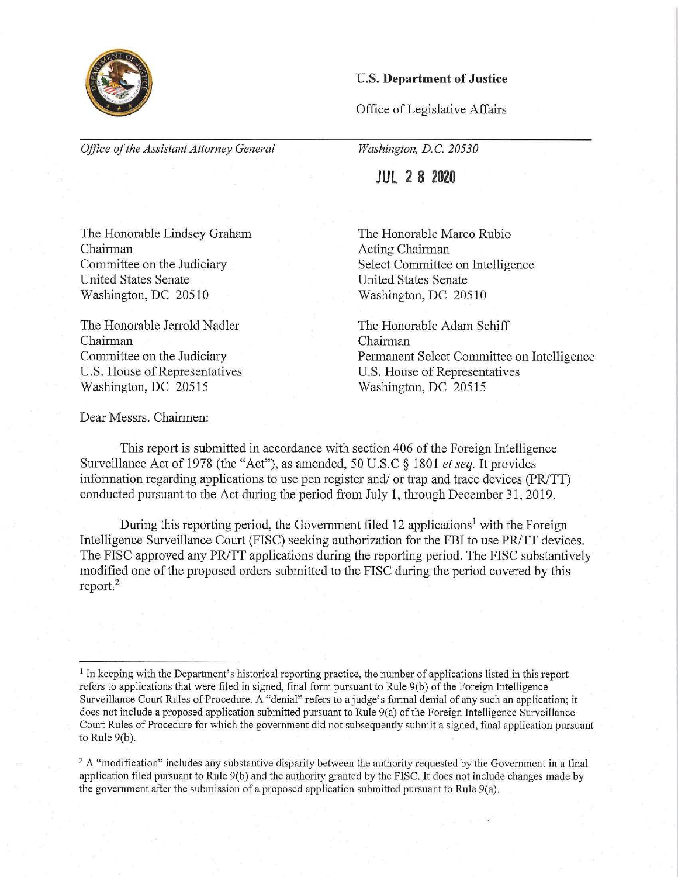**U.S. Department of Justice**

Office of Legislative Affairs

*Office of the Assistant Attorney General*

*Washington, D.C. 20530*

JUL 28 2020

The Honorable Lindsey Graham
Chairman
Committee on the Judiciary
United States Senate
Washington, DC 20510

The Honorable Marco Rubio
Acting Chairman
Select Committee on Intelligence
United States Senate
Washington, DC 20510

The Honorable Jerrold Nadler
Chairman
Committee on the Judiciary
U.S. House of Representatives
Washington, DC 20515

The Honorable Adam Schiff
Chairman
Permanent Select Committee on Intelligence
U.S. House of Representatives
Washington, DC 20515

Dear Messrs. Chairmen:

This report is submitted in accordance with section 406 of the Foreign Intelligence Surveillance Act of 1978 (the "Act"), as amended, 50 U.S.C § 1801 *et seq.* It provides information regarding applications to use pen register and/ or trap and trace devices (PR/TT) conducted pursuant to the Act during the period from July 1, through December 31, 2019.

During this reporting period, the Government filed 12 applications[1] with the Foreign Intelligence Surveillance Court (FISC) seeking authorization for the FBI to use PR/TT devices. The FISC approved any PR/TT applications during the reporting period. The FISC substantively modified one of the proposed orders submitted to the FISC during the period covered by this report.[2]

---

[1] In keeping with the Department's historical reporting practice, the number of applications listed in this report refers to applications that were filed in signed, final form pursuant to Rule 9(b) of the Foreign Intelligence Surveillance Court Rules of Procedure. A "denial" refers to a judge's formal denial of any such an application; it does not include a proposed application submitted pursuant to Rule 9(a) of the Foreign Intelligence Surveillance Court Rules of Procedure for which the government did not subsequently submit a signed, final application pursuant to Rule 9(b).

[2] A "modification" includes any substantive disparity between the authority requested by the Government in a final application filed pursuant to Rule 9(b) and the authority granted by the FISC. It does not include changes made by the government after the submission of a proposed application submitted pursuant to Rule 9(a).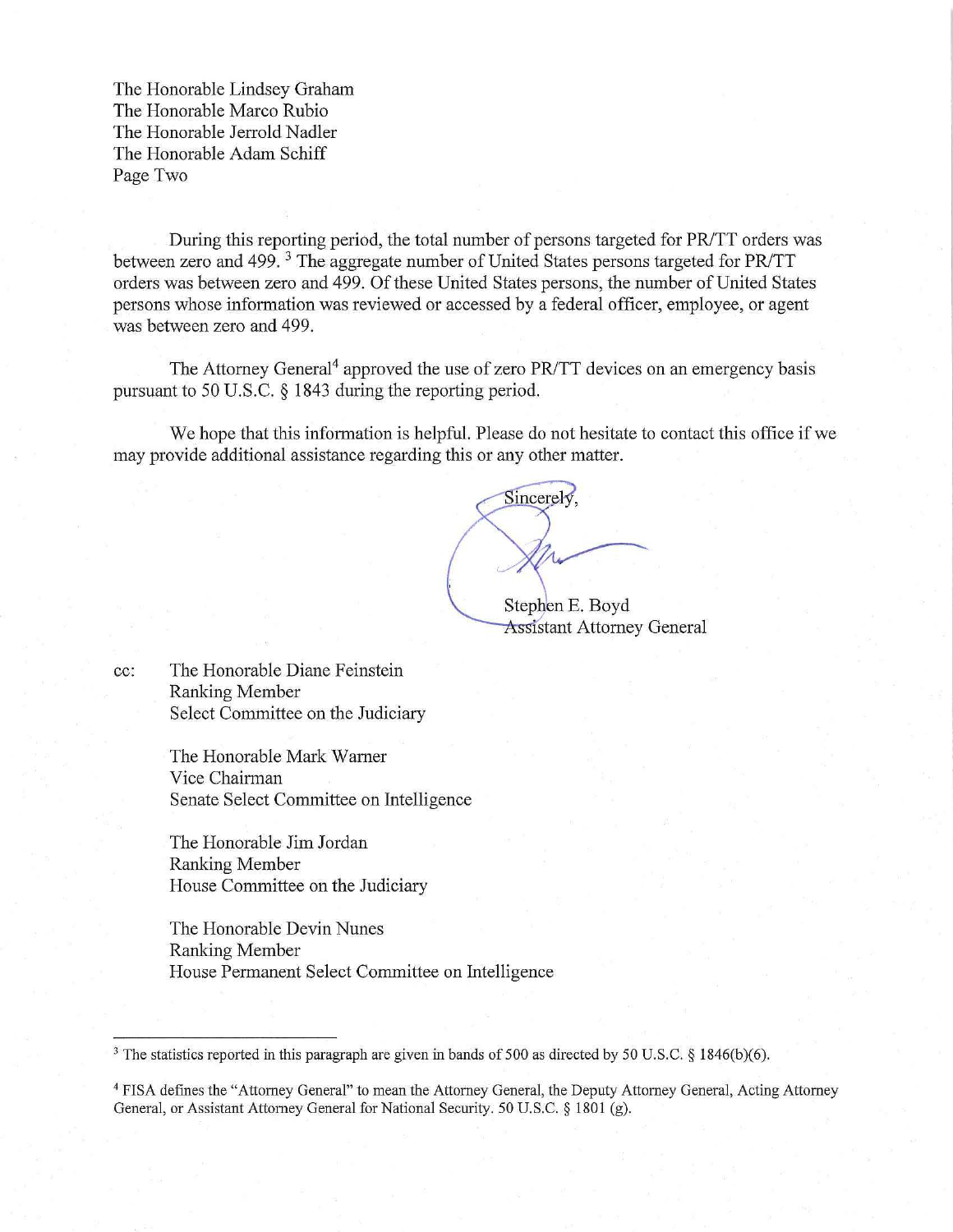The Honorable Lindsey Graham
The Honorable Marco Rubio
The Honorable Jerrold Nadler
The Honorable Adam Schiff
Page Two

During this reporting period, the total number of persons targeted for PR/TT orders was between zero and 499. [3] The aggregate number of United States persons targeted for PR/TT orders was between zero and 499. Of these United States persons, the number of United States persons whose information was reviewed or accessed by a federal officer, employee, or agent was between zero and 499.

The Attorney General[4] approved the use of zero PR/TT devices on an emergency basis pursuant to 50 U.S.C. § 1843 during the reporting period.

We hope that this information is helpful. Please do not hesitate to contact this office if we may provide additional assistance regarding this or any other matter.

Sincerely,

Stephen E. Boyd
Assistant Attorney General

cc: The Honorable Diane Feinstein
Ranking Member
Select Committee on the Judiciary

The Honorable Mark Warner
Vice Chairman
Senate Select Committee on Intelligence

The Honorable Jim Jordan
Ranking Member
House Committee on the Judiciary

The Honorable Devin Nunes
Ranking Member
House Permanent Select Committee on Intelligence

---

[3] The statistics reported in this paragraph are given in bands of 500 as directed by 50 U.S.C. § 1846(b)(6).

[4] FISA defines the "Attorney General" to mean the Attorney General, the Deputy Attorney General, Acting Attorney General, or Assistant Attorney General for National Security. 50 U.S.C. § 1801 (g).